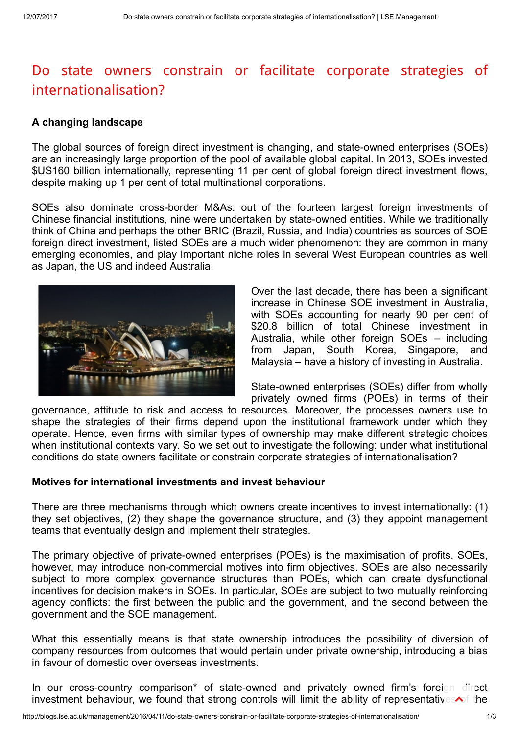# Do state owners constrain or facilitate corporate strategies of internationalisation?

### A changing landscape

The global sources of foreign direct investment is changing, and state-owned enterprises (SOEs) are an increasingly large proportion of the pool of available global capital. In 2013, SOEs invested $US160 billion internationally, representing 11 per cent of global foreign direct investment flows, despite making up 1 per cent of total multinational corporations.

SOEs also dominate cross-border M&As: out of the fourteen largest foreign investments of Chinese financial institutions, nine were undertaken by state-owned entities. While we traditionally think of China and perhaps the other BRIC (Brazil, Russia, and India) countries as sources of SOE foreign direct investment, listed SOEs are a much wider phenomenon: they are common in many emerging economies, and play important niche roles in several West European countries as well as Japan, the US and indeed Australia.

Over the last decade, there has been a significant increase in Chinese SOE investment in Australia, with SOEs accounting for nearly 90 per cent of $20.8 billion of total Chinese investment in Australia, while other foreign SOEs – including from Japan, South Korea, Singapore, and Malaysia – have a history of investing in Australia.

State-owned enterprises (SOEs) differ from wholly privately owned firms (POEs) in terms of their governance, attitude to risk and access to resources. Moreover, the processes owners use to shape the strategies of their firms depend upon the institutional framework under which they operate. Hence, even firms with similar types of ownership may make different strategic choices when institutional contexts vary. So we set out to investigate the following: under what institutional conditions do state owners facilitate or constrain corporate strategies of internationalisation?

### Motives for international investments and invest behaviour

There are three mechanisms through which owners create incentives to invest internationally: (1) they set objectives, (2) they shape the governance structure, and (3) they appoint management teams that eventually design and implement their strategies.

The primary objective of private-owned enterprises (POEs) is the maximisation of profits. SOEs, however, may introduce non-commercial motives into firm objectives. SOEs are also necessarily subject to more complex governance structures than POEs, which can create dysfunctional incentives for decision makers in SOEs. In particular, SOEs are subject to two mutually reinforcing agency conflicts: the first between the public and the government, and the second between the government and the SOE management.

What this essentially means is that state ownership introduces the possibility of diversion of company resources from outcomes that would pertain under private ownership, introducing a bias in favour of domestic over overseas investments.

In our cross-country comparison* of state-owned and privately owned firm's foreign direct investment behaviour, we found that strong controls will limit the ability of representatives of the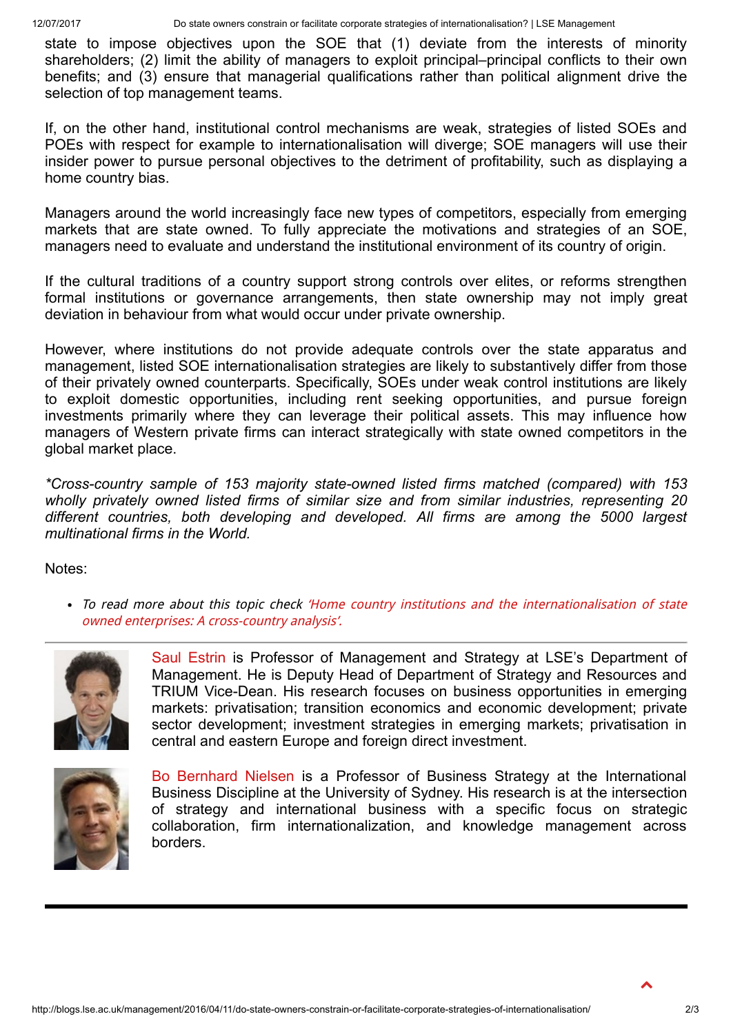state to impose objectives upon the SOE that (1) deviate from the interests of minority shareholders; (2) limit the ability of managers to exploit principal–principal conflicts to their own benefits; and (3) ensure that managerial qualifications rather than political alignment drive the selection of top management teams.

If, on the other hand, institutional control mechanisms are weak, strategies of listed SOEs and POEs with respect for example to internationalisation will diverge; SOE managers will use their insider power to pursue personal objectives to the detriment of profitability, such as displaying a home country bias.

Managers around the world increasingly face new types of competitors, especially from emerging markets that are state owned. To fully appreciate the motivations and strategies of an SOE, managers need to evaluate and understand the institutional environment of its country of origin.

If the cultural traditions of a country support strong controls over elites, or reforms strengthen formal institutions or governance arrangements, then state ownership may not imply great deviation in behaviour from what would occur under private ownership.

However, where institutions do not provide adequate controls over the state apparatus and management, listed SOE internationalisation strategies are likely to substantively differ from those of their privately owned counterparts. Specifically, SOEs under weak control institutions are likely to exploit domestic opportunities, including rent seeking opportunities, and pursue foreign investments primarily where they can leverage their political assets. This may influence how managers of Western private firms can interact strategically with state owned competitors in the global market place.

*\*Cross-country sample of 153 majority state-owned listed firms matched (compared) with 153 wholly privately owned listed firms of similar size and from similar industries, representing 20 different countries, both developing and developed. All firms are among the 5000 largest multinational firms in the World.*

Notes:

- *To read more about this topic check 'Home country institutions and the internationalisation of state owned enterprises: A cross-country analysis'.*

---

Saul Estrin is Professor of Management and Strategy at LSE's Department of Management. He is Deputy Head of Department of Strategy and Resources and TRIUM Vice-Dean. His research focuses on business opportunities in emerging markets: privatisation; transition economics and economic development; private sector development; investment strategies in emerging markets; privatisation in central and eastern Europe and foreign direct investment.

Bo Bernhard Nielsen is a Professor of Business Strategy at the International Business Discipline at the University of Sydney. His research is at the intersection of strategy and international business with a specific focus on strategic collaboration, firm internationalization, and knowledge management across borders.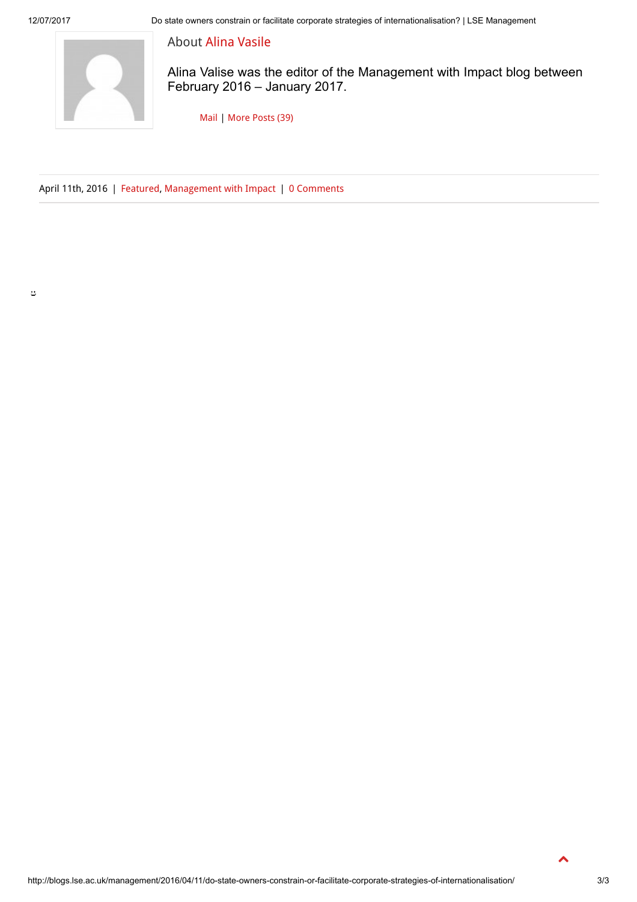## About Alina Vasile

Alina Valise was the editor of the Management with Impact blog between February 2016 – January 2017.

Mail | More Posts (39)

April 11th, 2016 | Featured, Management with Impact | 0 Comments